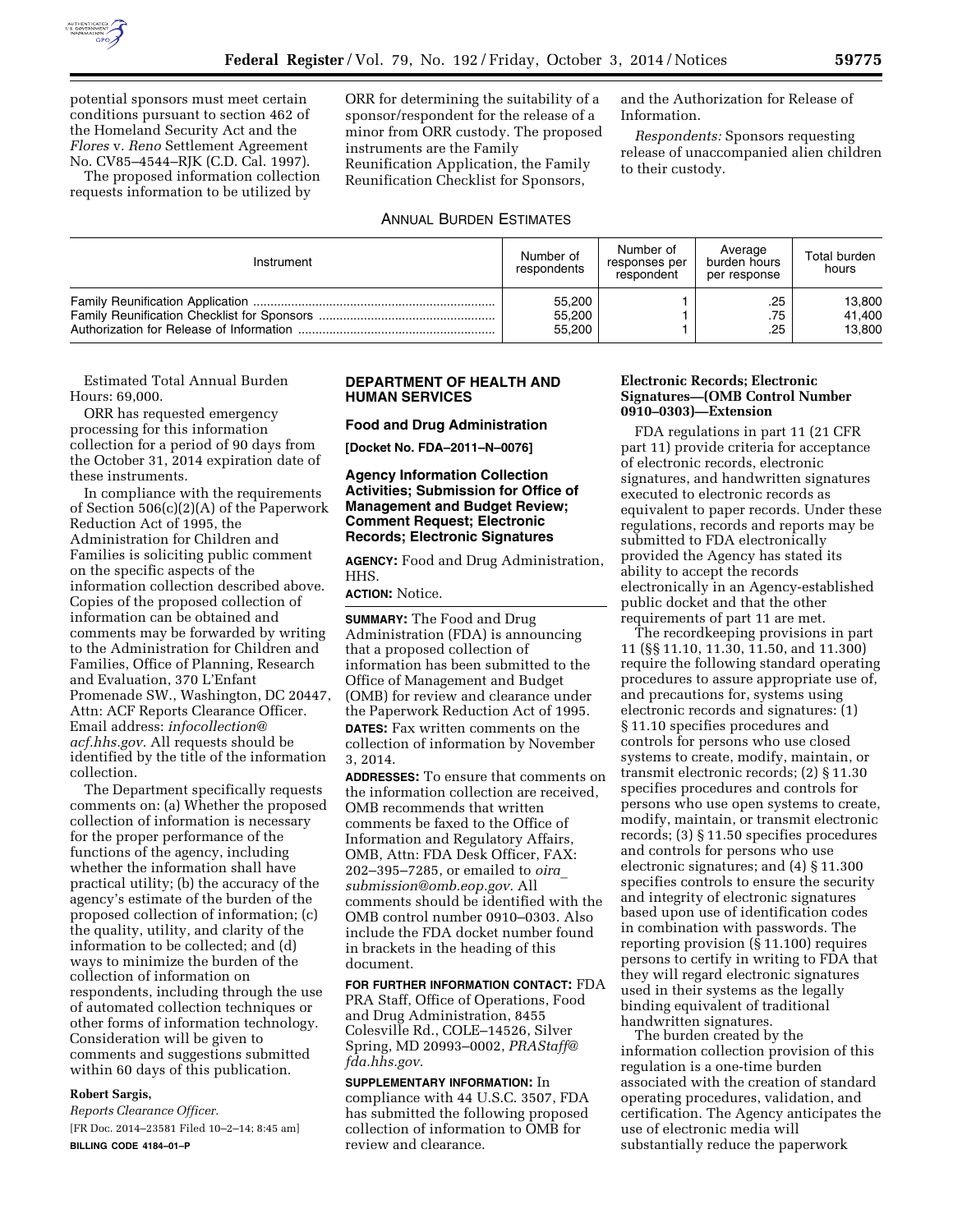potential sponsors must meet certain conditions pursuant to section 462 of the Homeland Security Act and the *Flores* v. *Reno* Settlement Agreement No. CV85–4544–RJK (C.D. Cal. 1997).

The proposed information collection requests information to be utilized by ORR for determining the suitability of a sponsor/respondent for the release of a minor from ORR custody. The proposed instruments are the Family Reunification Application, the Family Reunification Checklist for Sponsors, and the Authorization for Release of Information.

*Respondents:* Sponsors requesting release of unaccompanied alien children to their custody.

ANNUAL BURDEN ESTIMATES

| Instrument | Number of respondents | Number of responses per respondent | Average burden hours per response | Total burden hours |
|---|---|---|---|---|
| Family Reunification Application | 55,200 | 1 | .25 | 13,800 |
| Family Reunification Checklist for Sponsors | 55,200 | 1 | .75 | 41,400 |
| Authorization for Release of Information | 55,200 | 1 | .25 | 13,800 |

Estimated Total Annual Burden Hours: 69,000.

ORR has requested emergency processing for this information collection for a period of 90 days from the October 31, 2014 expiration date of these instruments.

In compliance with the requirements of Section 506(c)(2)(A) of the Paperwork Reduction Act of 1995, the Administration for Children and Families is soliciting public comment on the specific aspects of the information collection described above. Copies of the proposed collection of information can be obtained and comments may be forwarded by writing to the Administration for Children and Families, Office of Planning, Research and Evaluation, 370 L'Enfant Promenade SW., Washington, DC 20447, Attn: ACF Reports Clearance Officer. Email address: *infocollection@acf.hhs.gov.* All requests should be identified by the title of the information collection.

The Department specifically requests comments on: (a) Whether the proposed collection of information is necessary for the proper performance of the functions of the agency, including whether the information shall have practical utility; (b) the accuracy of the agency's estimate of the burden of the proposed collection of information; (c) the quality, utility, and clarity of the information to be collected; and (d) ways to minimize the burden of the collection of information on respondents, including through the use of automated collection techniques or other forms of information technology. Consideration will be given to comments and suggestions submitted within 60 days of this publication.

**Robert Sargis,**

*Reports Clearance Officer.*

[FR Doc. 2014–23581 Filed 10–2–14; 8:45 am]

**BILLING CODE 4184–01–P**

## DEPARTMENT OF HEALTH AND HUMAN SERVICES

### Food and Drug Administration

**[Docket No. FDA–2011–N–0076]**

### Agency Information Collection Activities; Submission for Office of Management and Budget Review; Comment Request; Electronic Records; Electronic Signatures

**AGENCY:** Food and Drug Administration, HHS.

**ACTION:** Notice.

**SUMMARY:** The Food and Drug Administration (FDA) is announcing that a proposed collection of information has been submitted to the Office of Management and Budget (OMB) for review and clearance under the Paperwork Reduction Act of 1995.

**DATES:** Fax written comments on the collection of information by November 3, 2014.

**ADDRESSES:** To ensure that comments on the information collection are received, OMB recommends that written comments be faxed to the Office of Information and Regulatory Affairs, OMB, Attn: FDA Desk Officer, FAX: 202–395–7285, or emailed to *oira_submission@omb.eop.gov.* All comments should be identified with the OMB control number 0910–0303. Also include the FDA docket number found in brackets in the heading of this document.

**FOR FURTHER INFORMATION CONTACT:** FDA PRA Staff, Office of Operations, Food and Drug Administration, 8455 Colesville Rd., COLE–14526, Silver Spring, MD 20993–0002, *PRAStaff@fda.hhs.gov.*

**SUPPLEMENTARY INFORMATION:** In compliance with 44 U.S.C. 3507, FDA has submitted the following proposed collection of information to OMB for review and clearance.

**Electronic Records; Electronic Signatures—(OMB Control Number 0910–0303)—Extension**

FDA regulations in part 11 (21 CFR part 11) provide criteria for acceptance of electronic records, electronic signatures, and handwritten signatures executed to electronic records as equivalent to paper records. Under these regulations, records and reports may be submitted to FDA electronically provided the Agency has stated its ability to accept the records electronically in an Agency-established public docket and that the other requirements of part 11 are met.

The recordkeeping provisions in part 11 (§§ 11.10, 11.30, 11.50, and 11.300) require the following standard operating procedures to assure appropriate use of, and precautions for, systems using electronic records and signatures: (1) § 11.10 specifies procedures and controls for persons who use closed systems to create, modify, maintain, or transmit electronic records; (2) § 11.30 specifies procedures and controls for persons who use open systems to create, modify, maintain, or transmit electronic records; (3) § 11.50 specifies procedures and controls for persons who use electronic signatures; and (4) § 11.300 specifies controls to ensure the security and integrity of electronic signatures based upon use of identification codes in combination with passwords. The reporting provision (§ 11.100) requires persons to certify in writing to FDA that they will regard electronic signatures used in their systems as the legally binding equivalent of traditional handwritten signatures.

The burden created by the information collection provision of this regulation is a one-time burden associated with the creation of standard operating procedures, validation, and certification. The Agency anticipates the use of electronic media will substantially reduce the paperwork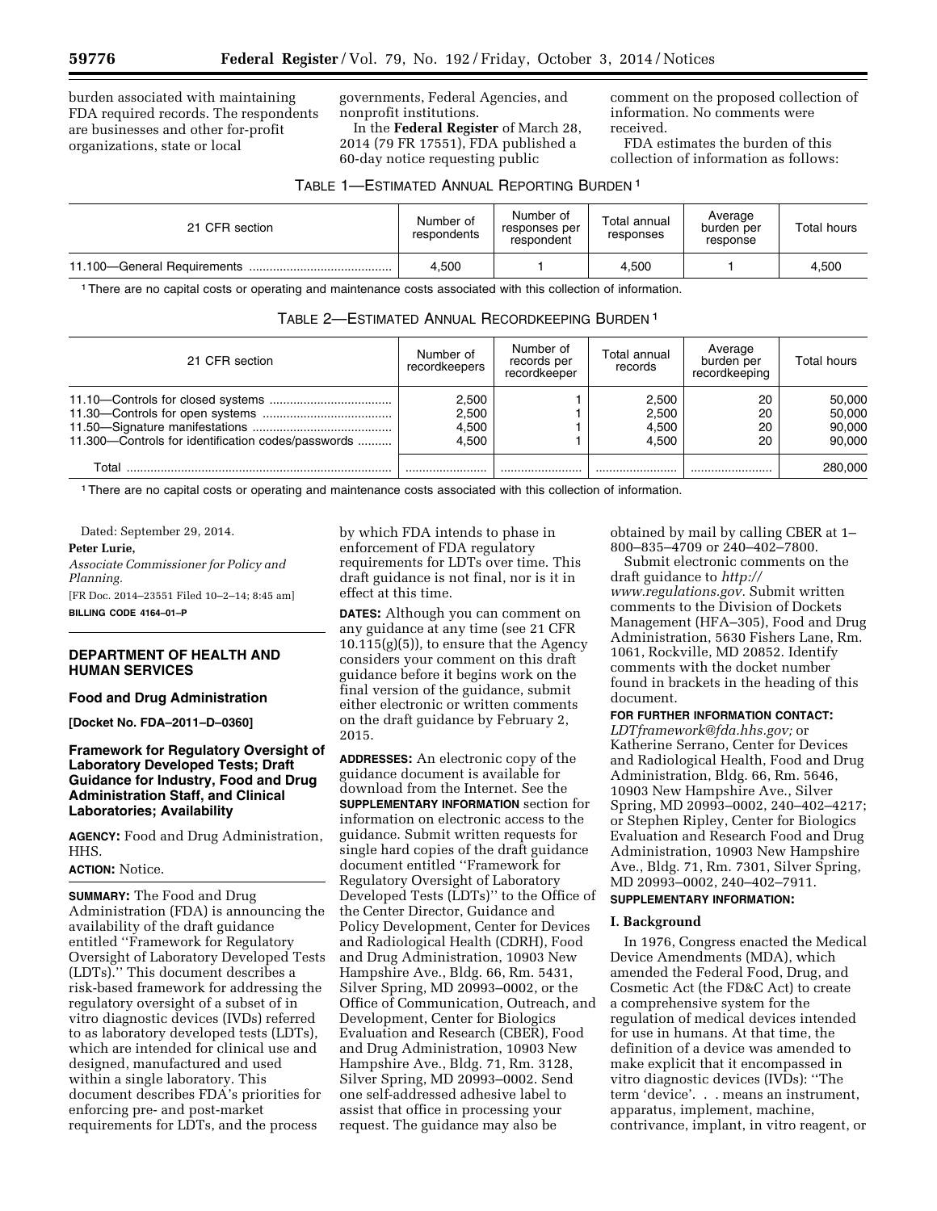burden associated with maintaining FDA required records. The respondents are businesses and other for-profit organizations, state or local governments, Federal Agencies, and nonprofit institutions.

In the **Federal Register** of March 28, 2014 (79 FR 17551), FDA published a 60-day notice requesting public comment on the proposed collection of information. No comments were received.

FDA estimates the burden of this collection of information as follows:

TABLE 1—ESTIMATED ANNUAL REPORTING BURDEN [1]

| 21 CFR section | Number of respondents | Number of responses per respondent | Total annual responses | Average burden per response | Total hours |
|---|---|---|---|---|---|
| 11.100—General Requirements | 4,500 | 1 | 4,500 | 1 | 4,500 |

[1] There are no capital costs or operating and maintenance costs associated with this collection of information.

TABLE 2—ESTIMATED ANNUAL RECORDKEEPING BURDEN [1]

| 21 CFR section | Number of recordkeepers | Number of records per recordkeeper | Total annual records | Average burden per recordkeeping | Total hours |
|---|---|---|---|---|---|
| 11.10—Controls for closed systems | 2,500 | 1 | 2,500 | 20 | 50,000 |
| 11.30—Controls for open systems | 2,500 | 1 | 2,500 | 20 | 50,000 |
| 11.50—Signature manifestations | 4,500 | 1 | 4,500 | 20 | 90,000 |
| 11.300—Controls for identification codes/passwords | 4,500 | 1 | 4,500 | 20 | 90,000 |
| Total | | | | | 280,000 |

[1] There are no capital costs or operating and maintenance costs associated with this collection of information.

Dated: September 29, 2014.

**Peter Lurie,**

*Associate Commissioner for Policy and Planning.*

[FR Doc. 2014–23551 Filed 10–2–14; 8:45 am]

**BILLING CODE 4164–01–P**

---

## DEPARTMENT OF HEALTH AND HUMAN SERVICES

### Food and Drug Administration

**[Docket No. FDA–2011–D–0360]**

### Framework for Regulatory Oversight of Laboratory Developed Tests; Draft Guidance for Industry, Food and Drug Administration Staff, and Clinical Laboratories; Availability

**AGENCY:** Food and Drug Administration, HHS.

**ACTION:** Notice.

**SUMMARY:** The Food and Drug Administration (FDA) is announcing the availability of the draft guidance entitled ''Framework for Regulatory Oversight of Laboratory Developed Tests (LDTs).'' This document describes a risk-based framework for addressing the regulatory oversight of a subset of in vitro diagnostic devices (IVDs) referred to as laboratory developed tests (LDTs), which are intended for clinical use and designed, manufactured and used within a single laboratory. This document describes FDA's priorities for enforcing pre- and post-market requirements for LDTs, and the process by which FDA intends to phase in enforcement of FDA regulatory requirements for LDTs over time. This draft guidance is not final, nor is it in effect at this time.

**DATES:** Although you can comment on any guidance at any time (see 21 CFR 10.115(g)(5)), to ensure that the Agency considers your comment on this draft guidance before it begins work on the final version of the guidance, submit either electronic or written comments on the draft guidance by February 2, 2015.

**ADDRESSES:** An electronic copy of the guidance document is available for download from the Internet. See the **SUPPLEMENTARY INFORMATION** section for information on electronic access to the guidance. Submit written requests for single hard copies of the draft guidance document entitled ''Framework for Regulatory Oversight of Laboratory Developed Tests (LDTs)'' to the Office of the Center Director, Guidance and Policy Development, Center for Devices and Radiological Health (CDRH), Food and Drug Administration, 10903 New Hampshire Ave., Bldg. 66, Rm. 5431, Silver Spring, MD 20993–0002, or the Office of Communication, Outreach, and Development, Center for Biologics Evaluation and Research (CBER), Food and Drug Administration, 10903 New Hampshire Ave., Bldg. 71, Rm. 3128, Silver Spring, MD 20993–0002. Send one self-addressed adhesive label to assist that office in processing your request. The guidance may also be obtained by mail by calling CBER at 1–800–835–4709 or 240–402–7800.

Submit electronic comments on the draft guidance to *http://www.regulations.gov.* Submit written comments to the Division of Dockets Management (HFA–305), Food and Drug Administration, 5630 Fishers Lane, Rm. 1061, Rockville, MD 20852. Identify comments with the docket number found in brackets in the heading of this document.

**FOR FURTHER INFORMATION CONTACT:** *LDTframework@fda.hhs.gov;* or Katherine Serrano, Center for Devices and Radiological Health, Food and Drug Administration, Bldg. 66, Rm. 5646, 10903 New Hampshire Ave., Silver Spring, MD 20993–0002, 240–402–4217; or Stephen Ripley, Center for Biologics Evaluation and Research Food and Drug Administration, 10903 New Hampshire Ave., Bldg. 71, Rm. 7301, Silver Spring, MD 20993–0002, 240–402–7911.

**SUPPLEMENTARY INFORMATION:**

**I. Background**

In 1976, Congress enacted the Medical Device Amendments (MDA), which amended the Federal Food, Drug, and Cosmetic Act (the FD&C Act) to create a comprehensive system for the regulation of medical devices intended for use in humans. At that time, the definition of a device was amended to make explicit that it encompassed in vitro diagnostic devices (IVDs): ''The term 'device'. . . means an instrument, apparatus, implement, machine, contrivance, implant, in vitro reagent, or